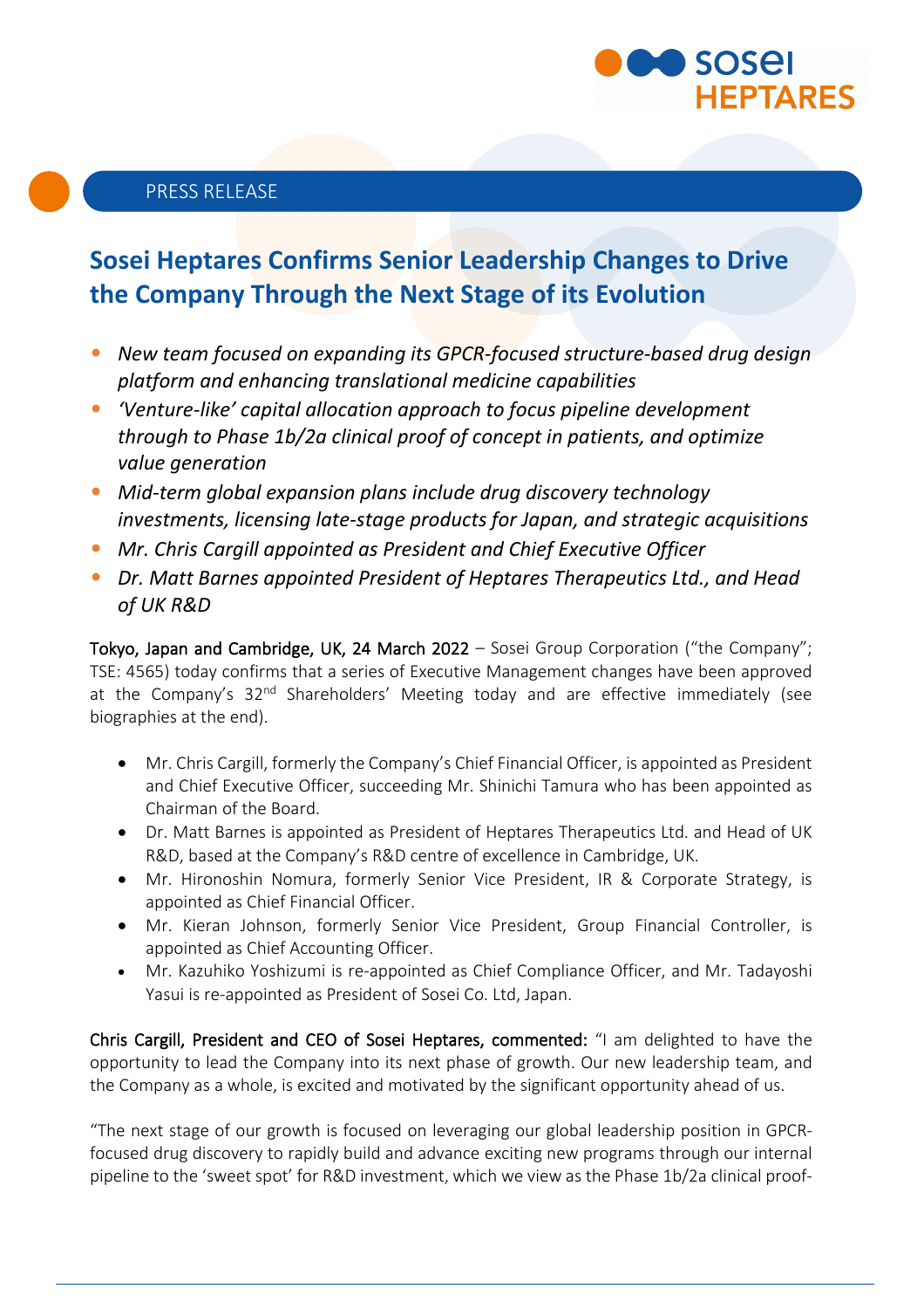PRESS RELEASE

# Sosei Heptares Confirms Senior Leadership Changes to Drive the Company Through the Next Stage of its Evolution

- *New team focused on expanding its GPCR-focused structure-based drug design platform and enhancing translational medicine capabilities*
- *'Venture-like' capital allocation approach to focus pipeline development through to Phase 1b/2a clinical proof of concept in patients, and optimize value generation*
- *Mid-term global expansion plans include drug discovery technology investments, licensing late-stage products for Japan, and strategic acquisitions*
- *Mr. Chris Cargill appointed as President and Chief Executive Officer*
- *Dr. Matt Barnes appointed President of Heptares Therapeutics Ltd., and Head of UK R&D*

Tokyo, Japan and Cambridge, UK, 24 March 2022 – Sosei Group Corporation ("the Company"; TSE: 4565) today confirms that a series of Executive Management changes have been approved at the Company's 32nd Shareholders' Meeting today and are effective immediately (see biographies at the end).

- Mr. Chris Cargill, formerly the Company's Chief Financial Officer, is appointed as President and Chief Executive Officer, succeeding Mr. Shinichi Tamura who has been appointed as Chairman of the Board.
- Dr. Matt Barnes is appointed as President of Heptares Therapeutics Ltd. and Head of UK R&D, based at the Company's R&D centre of excellence in Cambridge, UK.
- Mr. Hironoshin Nomura, formerly Senior Vice President, IR & Corporate Strategy, is appointed as Chief Financial Officer.
- Mr. Kieran Johnson, formerly Senior Vice President, Group Financial Controller, is appointed as Chief Accounting Officer.
- Mr. Kazuhiko Yoshizumi is re-appointed as Chief Compliance Officer, and Mr. Tadayoshi Yasui is re-appointed as President of Sosei Co. Ltd, Japan.

Chris Cargill, President and CEO of Sosei Heptares, commented: "I am delighted to have the opportunity to lead the Company into its next phase of growth. Our new leadership team, and the Company as a whole, is excited and motivated by the significant opportunity ahead of us.

"The next stage of our growth is focused on leveraging our global leadership position in GPCR-focused drug discovery to rapidly build and advance exciting new programs through our internal pipeline to the 'sweet spot' for R&D investment, which we view as the Phase 1b/2a clinical proof-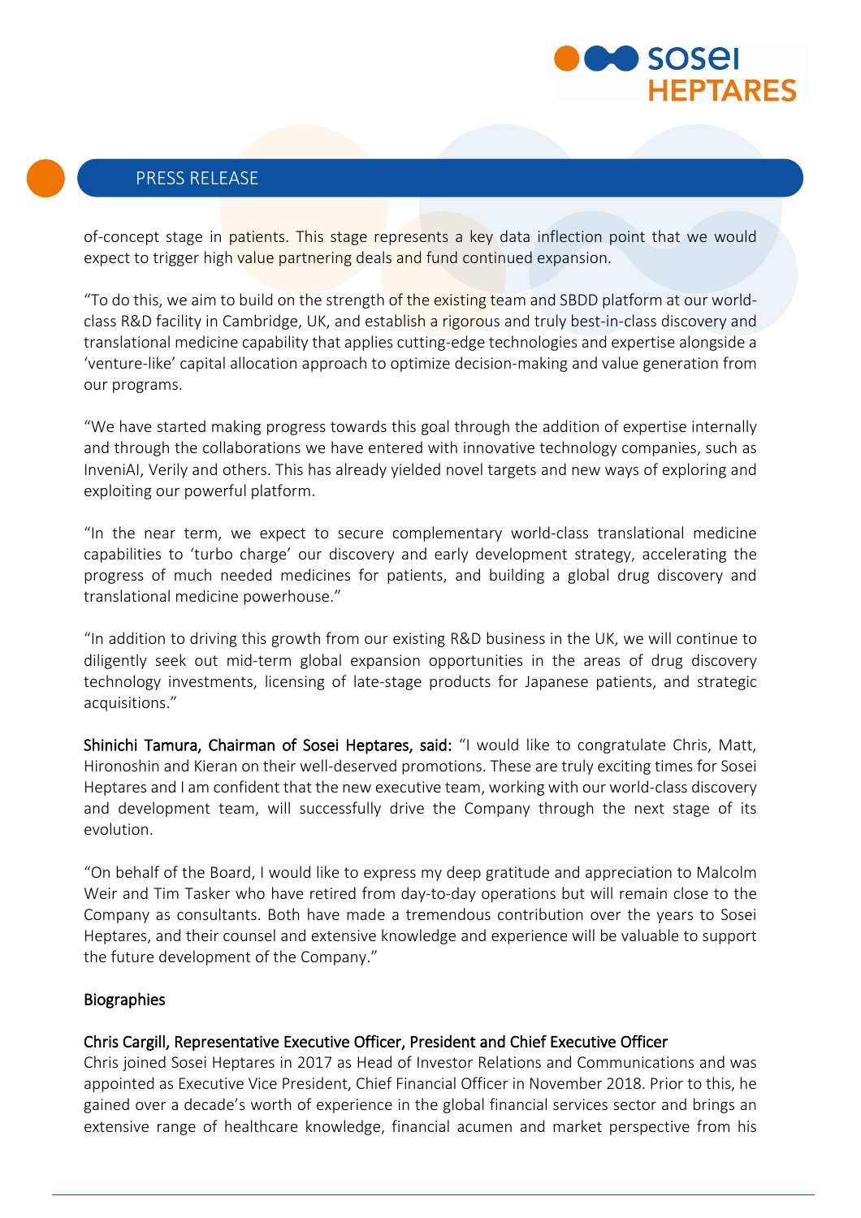of-concept stage in patients. This stage represents a key data inflection point that we would expect to trigger high value partnering deals and fund continued expansion.

"To do this, we aim to build on the strength of the existing team and SBDD platform at our world-class R&D facility in Cambridge, UK, and establish a rigorous and truly best-in-class discovery and translational medicine capability that applies cutting-edge technologies and expertise alongside a 'venture-like' capital allocation approach to optimize decision-making and value generation from our programs.

"We have started making progress towards this goal through the addition of expertise internally and through the collaborations we have entered with innovative technology companies, such as InveniAI, Verily and others. This has already yielded novel targets and new ways of exploring and exploiting our powerful platform.

"In the near term, we expect to secure complementary world-class translational medicine capabilities to 'turbo charge' our discovery and early development strategy, accelerating the progress of much needed medicines for patients, and building a global drug discovery and translational medicine powerhouse."

"In addition to driving this growth from our existing R&D business in the UK, we will continue to diligently seek out mid-term global expansion opportunities in the areas of drug discovery technology investments, licensing of late-stage products for Japanese patients, and strategic acquisitions."

**Shinichi Tamura, Chairman of Sosei Heptares, said:** "I would like to congratulate Chris, Matt, Hironoshin and Kieran on their well-deserved promotions. These are truly exciting times for Sosei Heptares and I am confident that the new executive team, working with our world-class discovery and development team, will successfully drive the Company through the next stage of its evolution.

"On behalf of the Board, I would like to express my deep gratitude and appreciation to Malcolm Weir and Tim Tasker who have retired from day-to-day operations but will remain close to the Company as consultants. Both have made a tremendous contribution over the years to Sosei Heptares, and their counsel and extensive knowledge and experience will be valuable to support the future development of the Company."

## Biographies

### Chris Cargill, Representative Executive Officer, President and Chief Executive Officer

Chris joined Sosei Heptares in 2017 as Head of Investor Relations and Communications and was appointed as Executive Vice President, Chief Financial Officer in November 2018. Prior to this, he gained over a decade's worth of experience in the global financial services sector and brings an extensive range of healthcare knowledge, financial acumen and market perspective from his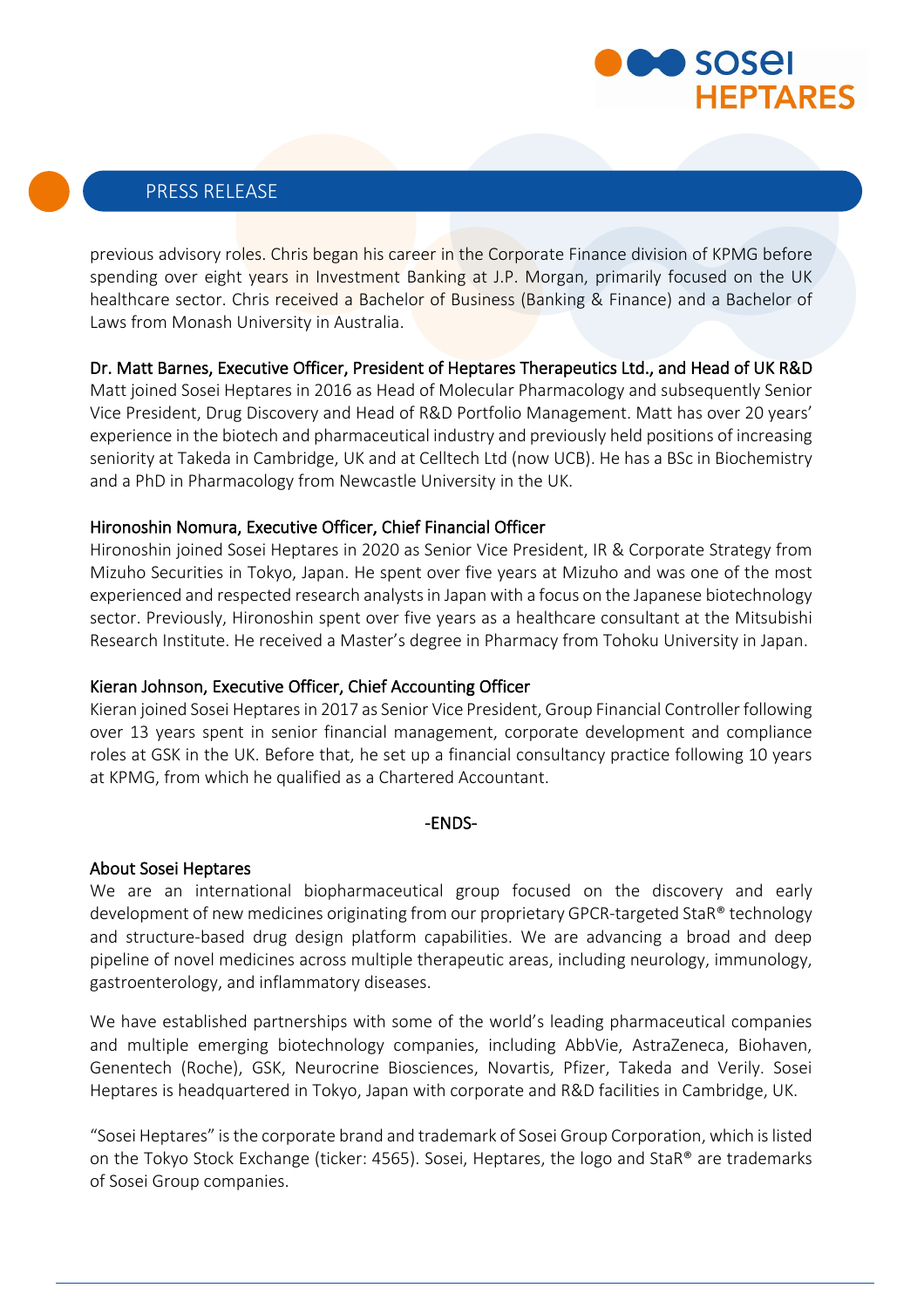previous advisory roles. Chris began his career in the Corporate Finance division of KPMG before spending over eight years in Investment Banking at J.P. Morgan, primarily focused on the UK healthcare sector. Chris received a Bachelor of Business (Banking & Finance) and a Bachelor of Laws from Monash University in Australia.

Dr. Matt Barnes, Executive Officer, President of Heptares Therapeutics Ltd., and Head of UK R&D

Matt joined Sosei Heptares in 2016 as Head of Molecular Pharmacology and subsequently Senior Vice President, Drug Discovery and Head of R&D Portfolio Management. Matt has over 20 years' experience in the biotech and pharmaceutical industry and previously held positions of increasing seniority at Takeda in Cambridge, UK and at Celltech Ltd (now UCB). He has a BSc in Biochemistry and a PhD in Pharmacology from Newcastle University in the UK.

Hironoshin Nomura, Executive Officer, Chief Financial Officer

Hironoshin joined Sosei Heptares in 2020 as Senior Vice President, IR & Corporate Strategy from Mizuho Securities in Tokyo, Japan. He spent over five years at Mizuho and was one of the most experienced and respected research analysts in Japan with a focus on the Japanese biotechnology sector. Previously, Hironoshin spent over five years as a healthcare consultant at the Mitsubishi Research Institute. He received a Master's degree in Pharmacy from Tohoku University in Japan.

Kieran Johnson, Executive Officer, Chief Accounting Officer

Kieran joined Sosei Heptares in 2017 as Senior Vice President, Group Financial Controller following over 13 years spent in senior financial management, corporate development and compliance roles at GSK in the UK. Before that, he set up a financial consultancy practice following 10 years at KPMG, from which he qualified as a Chartered Accountant.

-ENDS-

## About Sosei Heptares

We are an international biopharmaceutical group focused on the discovery and early development of new medicines originating from our proprietary GPCR-targeted StaR® technology and structure-based drug design platform capabilities. We are advancing a broad and deep pipeline of novel medicines across multiple therapeutic areas, including neurology, immunology, gastroenterology, and inflammatory diseases.

We have established partnerships with some of the world's leading pharmaceutical companies and multiple emerging biotechnology companies, including AbbVie, AstraZeneca, Biohaven, Genentech (Roche), GSK, Neurocrine Biosciences, Novartis, Pfizer, Takeda and Verily. Sosei Heptares is headquartered in Tokyo, Japan with corporate and R&D facilities in Cambridge, UK.

"Sosei Heptares" is the corporate brand and trademark of Sosei Group Corporation, which is listed on the Tokyo Stock Exchange (ticker: 4565). Sosei, Heptares, the logo and StaR® are trademarks of Sosei Group companies.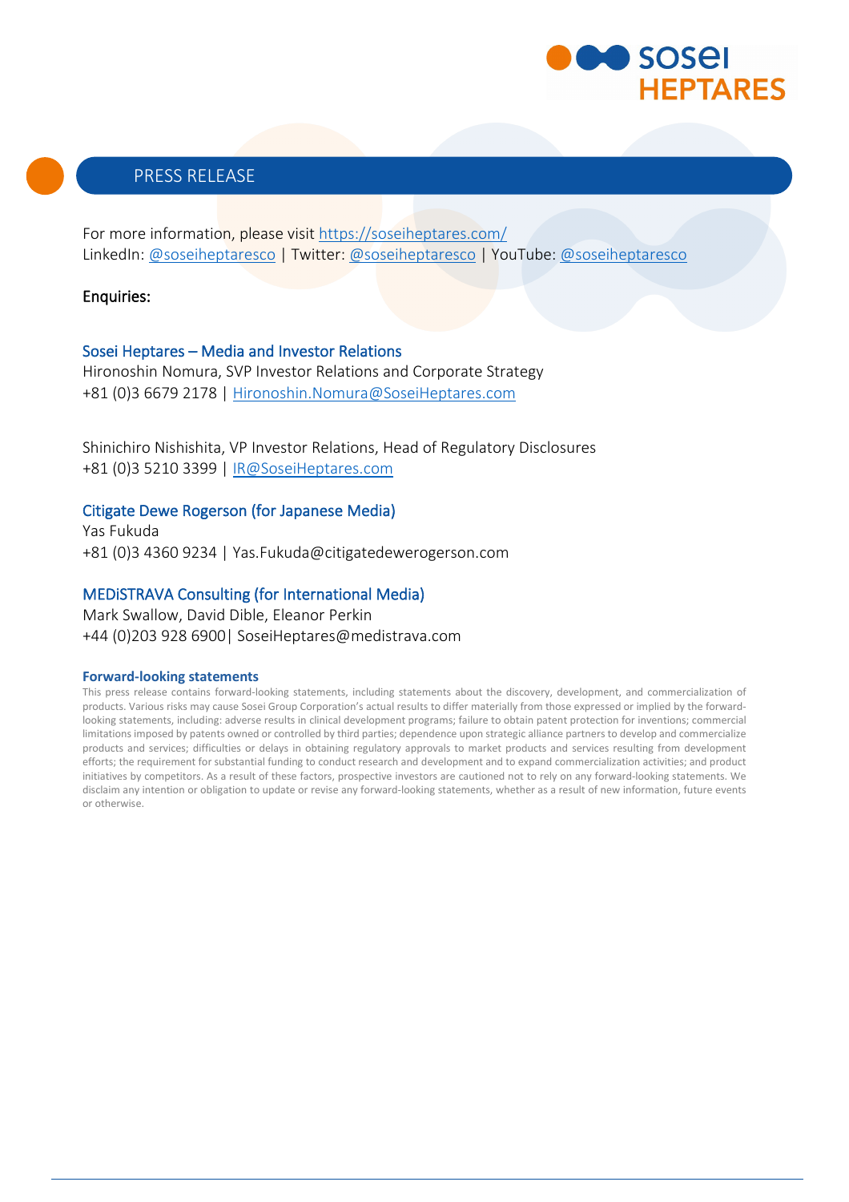PRESS RELEASE

For more information, please visit https://soseiheptares.com/
LinkedIn: @soseiheptaresco | Twitter: @soseiheptaresco | YouTube: @soseiheptaresco

**Enquiries:**

**Sosei Heptares – Media and Investor Relations**
Hironoshin Nomura, SVP Investor Relations and Corporate Strategy
+81 (0)3 6679 2178 | Hironoshin.Nomura@SoseiHeptares.com

Shinichiro Nishishita, VP Investor Relations, Head of Regulatory Disclosures
+81 (0)3 5210 3399 | IR@SoseiHeptares.com

**Citigate Dewe Rogerson (for Japanese Media)**
Yas Fukuda
+81 (0)3 4360 9234 | Yas.Fukuda@citigatedewerogerson.com

**MEDiSTRAVA Consulting (for International Media)**
Mark Swallow, David Dible, Eleanor Perkin
+44 (0)203 928 6900| SoseiHeptares@medistrava.com

**Forward-looking statements**

This press release contains forward-looking statements, including statements about the discovery, development, and commercialization of products. Various risks may cause Sosei Group Corporation's actual results to differ materially from those expressed or implied by the forward-looking statements, including: adverse results in clinical development programs; failure to obtain patent protection for inventions; commercial limitations imposed by patents owned or controlled by third parties; dependence upon strategic alliance partners to develop and commercialize products and services; difficulties or delays in obtaining regulatory approvals to market products and services resulting from development efforts; the requirement for substantial funding to conduct research and development and to expand commercialization activities; and product initiatives by competitors. As a result of these factors, prospective investors are cautioned not to rely on any forward-looking statements. We disclaim any intention or obligation to update or revise any forward-looking statements, whether as a result of new information, future events or otherwise.